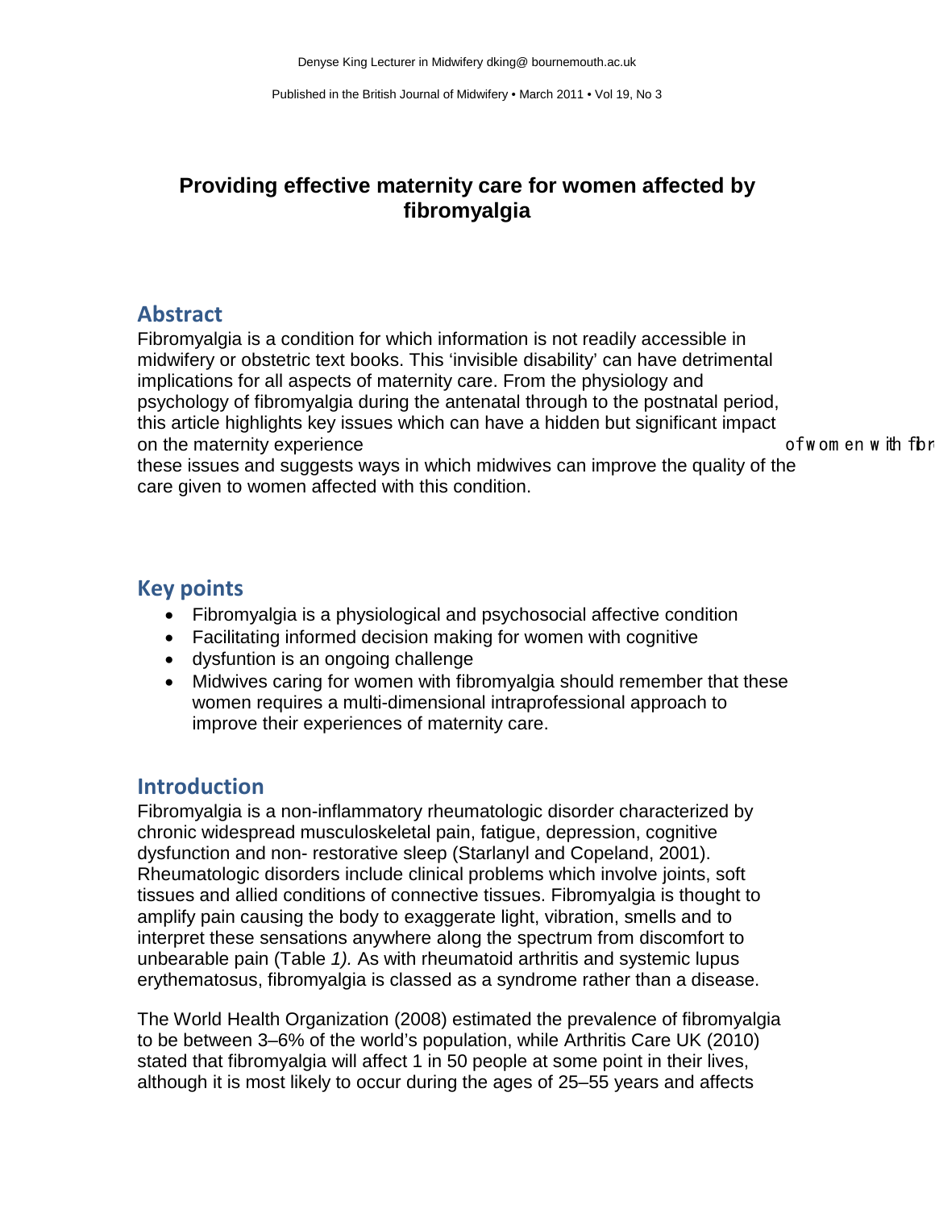Denyse King Lecturer in Midwifery dking@ bournemouth.ac.uk

Published in the British Journal of Midwifery • March 2011 • Vol 19, No 3

# Providing effective maternity care for women affected by fibromyalgia

## Abstract

Fibromyalgia is a condition for which information is not readily accessible in midwifery or obstetric text books. This 'invisible disability' can have detrimental implications for all aspects of maternity care. From the physiology and psychology of fibromyalgia during the antenatal through to the postnatal period, this article highlights key issues which can have a hidden but significant impact on the maternity experience of women with fibr these issues and suggests ways in which midwives can improve the quality of the care given to women affected with this condition.

## Key points

- Fibromyalgia is a physiological and psychosocial affective condition
- Facilitating informed decision making for women with cognitive
- dysfuntion is an ongoing challenge
- Midwives caring for women with fibromyalgia should remember that these women requires a multi-dimensional intraprofessional approach to improve their experiences of maternity care.

## Introduction

Fibromyalgia is a non-inflammatory rheumatologic disorder characterized by chronic widespread musculoskeletal pain, fatigue, depression, cognitive dysfunction and non- restorative sleep (Starlanyl and Copeland, 2001). Rheumatologic disorders include clinical problems which involve joints, soft tissues and allied conditions of connective tissues. Fibromyalgia is thought to amplify pain causing the body to exaggerate light, vibration, smells and to interpret these sensations anywhere along the spectrum from discomfort to unbearable pain (Table *1).* As with rheumatoid arthritis and systemic lupus erythematosus, fibromyalgia is classed as a syndrome rather than a disease.

The World Health Organization (2008) estimated the prevalence of fibromyalgia to be between 3–6% of the world's population, while Arthritis Care UK (2010) stated that fibromyalgia will affect 1 in 50 people at some point in their lives, although it is most likely to occur during the ages of 25–55 years and affects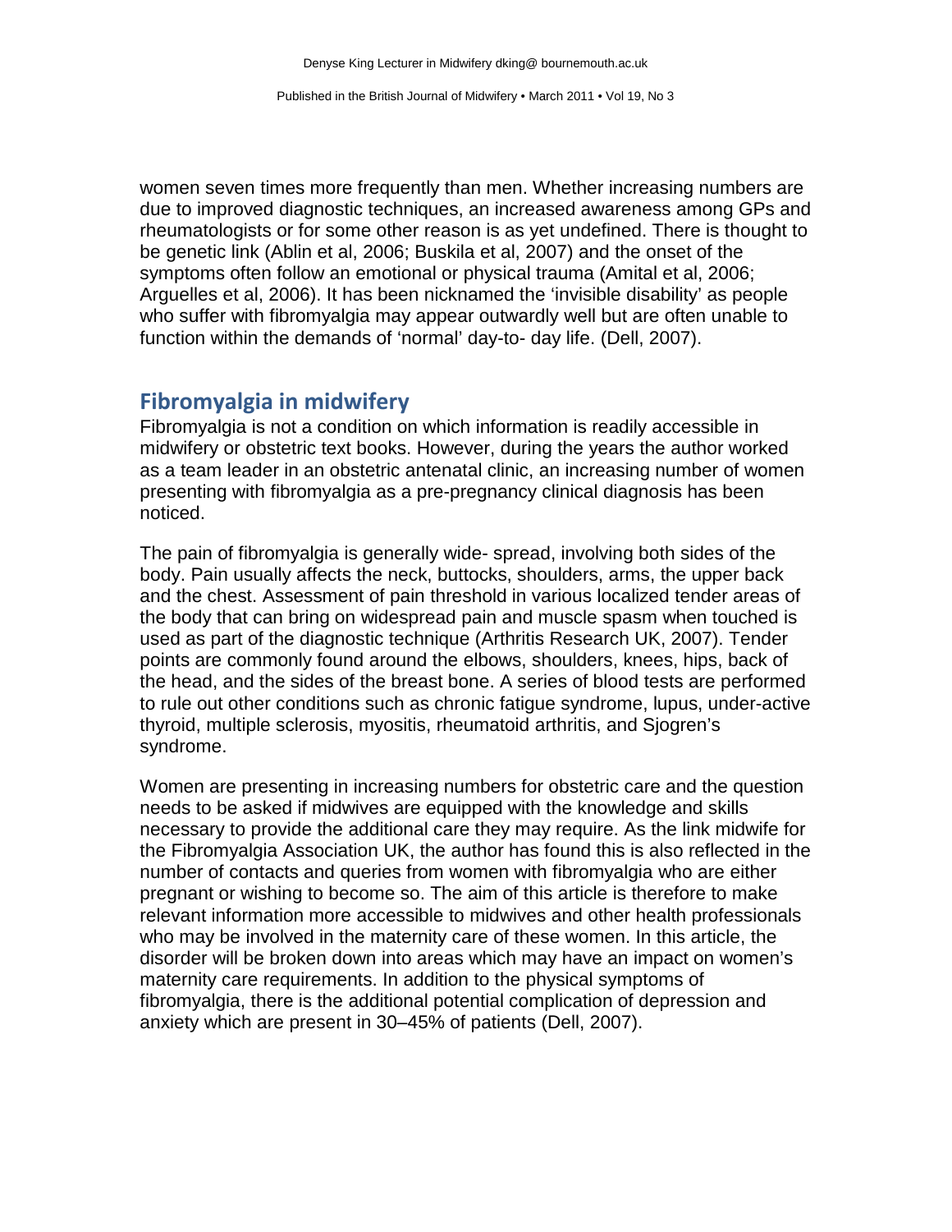women seven times more frequently than men. Whether increasing numbers are due to improved diagnostic techniques, an increased awareness among GPs and rheumatologists or for some other reason is as yet undefined. There is thought to be genetic link (Ablin et al, 2006; Buskila et al, 2007) and the onset of the symptoms often follow an emotional or physical trauma (Amital et al, 2006; Arguelles et al, 2006). It has been nicknamed the 'invisible disability' as people who suffer with fibromyalgia may appear outwardly well but are often unable to function within the demands of 'normal' day-to- day life. (Dell, 2007).

## Fibromyalgia in midwifery

Fibromyalgia is not a condition on which information is readily accessible in midwifery or obstetric text books. However, during the years the author worked as a team leader in an obstetric antenatal clinic, an increasing number of women presenting with fibromyalgia as a pre-pregnancy clinical diagnosis has been noticed.

The pain of fibromyalgia is generally wide- spread, involving both sides of the body. Pain usually affects the neck, buttocks, shoulders, arms, the upper back and the chest. Assessment of pain threshold in various localized tender areas of the body that can bring on widespread pain and muscle spasm when touched is used as part of the diagnostic technique (Arthritis Research UK, 2007). Tender points are commonly found around the elbows, shoulders, knees, hips, back of the head, and the sides of the breast bone. A series of blood tests are performed to rule out other conditions such as chronic fatigue syndrome, lupus, under-active thyroid, multiple sclerosis, myositis, rheumatoid arthritis, and Sjogren's syndrome.

Women are presenting in increasing numbers for obstetric care and the question needs to be asked if midwives are equipped with the knowledge and skills necessary to provide the additional care they may require. As the link midwife for the Fibromyalgia Association UK, the author has found this is also reflected in the number of contacts and queries from women with fibromyalgia who are either pregnant or wishing to become so. The aim of this article is therefore to make relevant information more accessible to midwives and other health professionals who may be involved in the maternity care of these women. In this article, the disorder will be broken down into areas which may have an impact on women's maternity care requirements. In addition to the physical symptoms of fibromyalgia, there is the additional potential complication of depression and anxiety which are present in 30–45% of patients (Dell, 2007).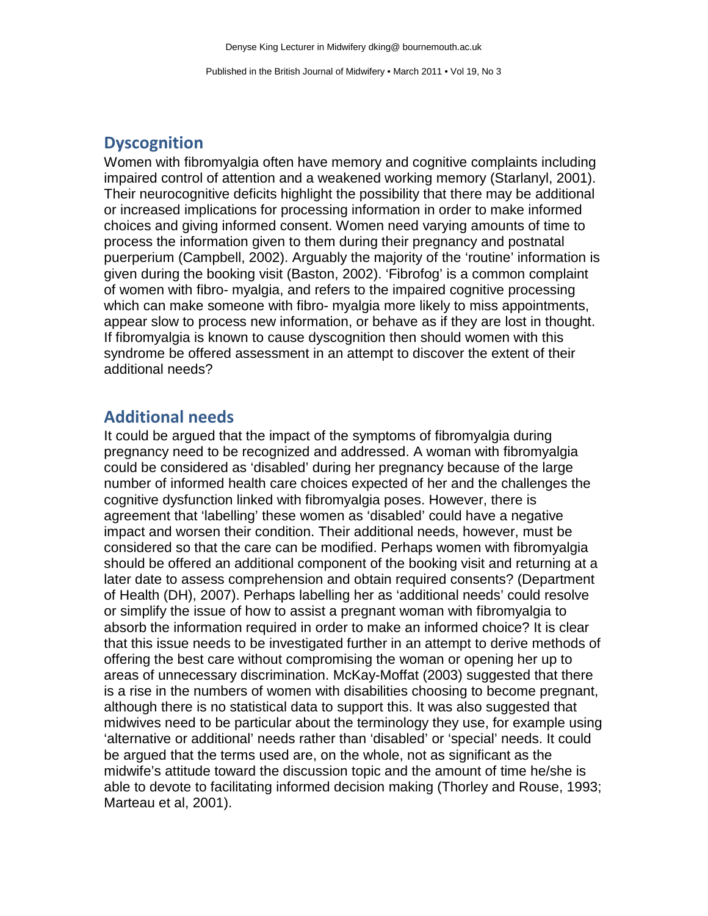## Dyscognition

Women with fibromyalgia often have memory and cognitive complaints including impaired control of attention and a weakened working memory (Starlanyl, 2001). Their neurocognitive deficits highlight the possibility that there may be additional or increased implications for processing information in order to make informed choices and giving informed consent. Women need varying amounts of time to process the information given to them during their pregnancy and postnatal puerperium (Campbell, 2002). Arguably the majority of the 'routine' information is given during the booking visit (Baston, 2002). 'Fibrofog' is a common complaint of women with fibro- myalgia, and refers to the impaired cognitive processing which can make someone with fibro- myalgia more likely to miss appointments, appear slow to process new information, or behave as if they are lost in thought. If fibromyalgia is known to cause dyscognition then should women with this syndrome be offered assessment in an attempt to discover the extent of their additional needs?

## Additional needs

It could be argued that the impact of the symptoms of fibromyalgia during pregnancy need to be recognized and addressed. A woman with fibromyalgia could be considered as 'disabled' during her pregnancy because of the large number of informed health care choices expected of her and the challenges the cognitive dysfunction linked with fibromyalgia poses. However, there is agreement that 'labelling' these women as 'disabled' could have a negative impact and worsen their condition. Their additional needs, however, must be considered so that the care can be modified. Perhaps women with fibromyalgia should be offered an additional component of the booking visit and returning at a later date to assess comprehension and obtain required consents? (Department of Health (DH), 2007). Perhaps labelling her as 'additional needs' could resolve or simplify the issue of how to assist a pregnant woman with fibromyalgia to absorb the information required in order to make an informed choice? It is clear that this issue needs to be investigated further in an attempt to derive methods of offering the best care without compromising the woman or opening her up to areas of unnecessary discrimination. McKay-Moffat (2003) suggested that there is a rise in the numbers of women with disabilities choosing to become pregnant, although there is no statistical data to support this. It was also suggested that midwives need to be particular about the terminology they use, for example using 'alternative or additional' needs rather than 'disabled' or 'special' needs. It could be argued that the terms used are, on the whole, not as significant as the midwife's attitude toward the discussion topic and the amount of time he/she is able to devote to facilitating informed decision making (Thorley and Rouse, 1993; Marteau et al, 2001).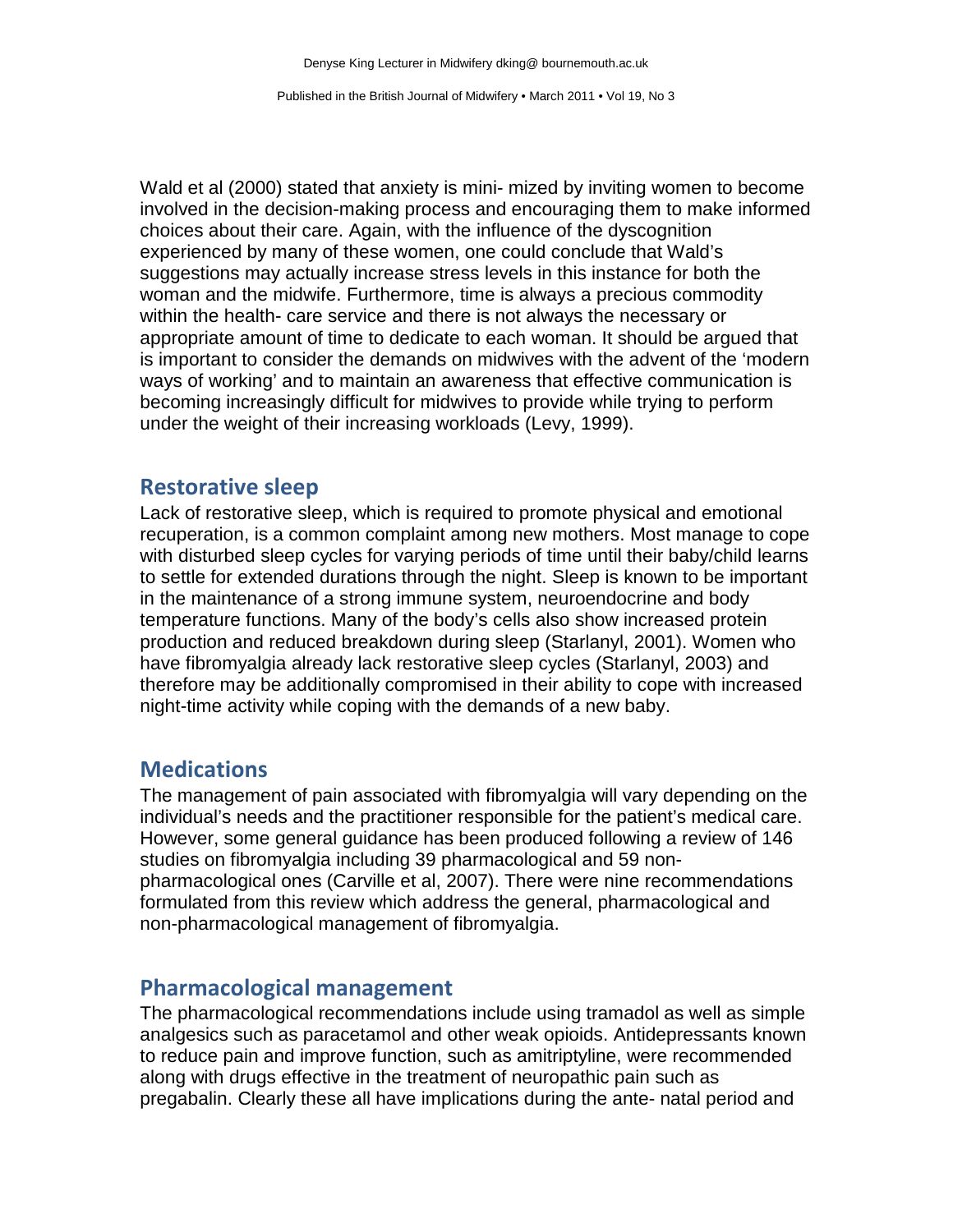Wald et al (2000) stated that anxiety is mini- mized by inviting women to become involved in the decision-making process and encouraging them to make informed choices about their care. Again, with the influence of the dyscognition experienced by many of these women, one could conclude that Wald's suggestions may actually increase stress levels in this instance for both the woman and the midwife. Furthermore, time is always a precious commodity within the health- care service and there is not always the necessary or appropriate amount of time to dedicate to each woman. It should be argued that is important to consider the demands on midwives with the advent of the 'modern ways of working' and to maintain an awareness that effective communication is becoming increasingly difficult for midwives to provide while trying to perform under the weight of their increasing workloads (Levy, 1999).

## Restorative sleep

Lack of restorative sleep, which is required to promote physical and emotional recuperation, is a common complaint among new mothers. Most manage to cope with disturbed sleep cycles for varying periods of time until their baby/child learns to settle for extended durations through the night. Sleep is known to be important in the maintenance of a strong immune system, neuroendocrine and body temperature functions. Many of the body's cells also show increased protein production and reduced breakdown during sleep (Starlanyl, 2001). Women who have fibromyalgia already lack restorative sleep cycles (Starlanyl, 2003) and therefore may be additionally compromised in their ability to cope with increased night-time activity while coping with the demands of a new baby.

## Medications

The management of pain associated with fibromyalgia will vary depending on the individual's needs and the practitioner responsible for the patient's medical care. However, some general guidance has been produced following a review of 146 studies on fibromyalgia including 39 pharmacological and 59 non-pharmacological ones (Carville et al, 2007). There were nine recommendations formulated from this review which address the general, pharmacological and non-pharmacological management of fibromyalgia.

## Pharmacological management

The pharmacological recommendations include using tramadol as well as simple analgesics such as paracetamol and other weak opioids. Antidepressants known to reduce pain and improve function, such as amitriptyline, were recommended along with drugs effective in the treatment of neuropathic pain such as pregabalin. Clearly these all have implications during the ante- natal period and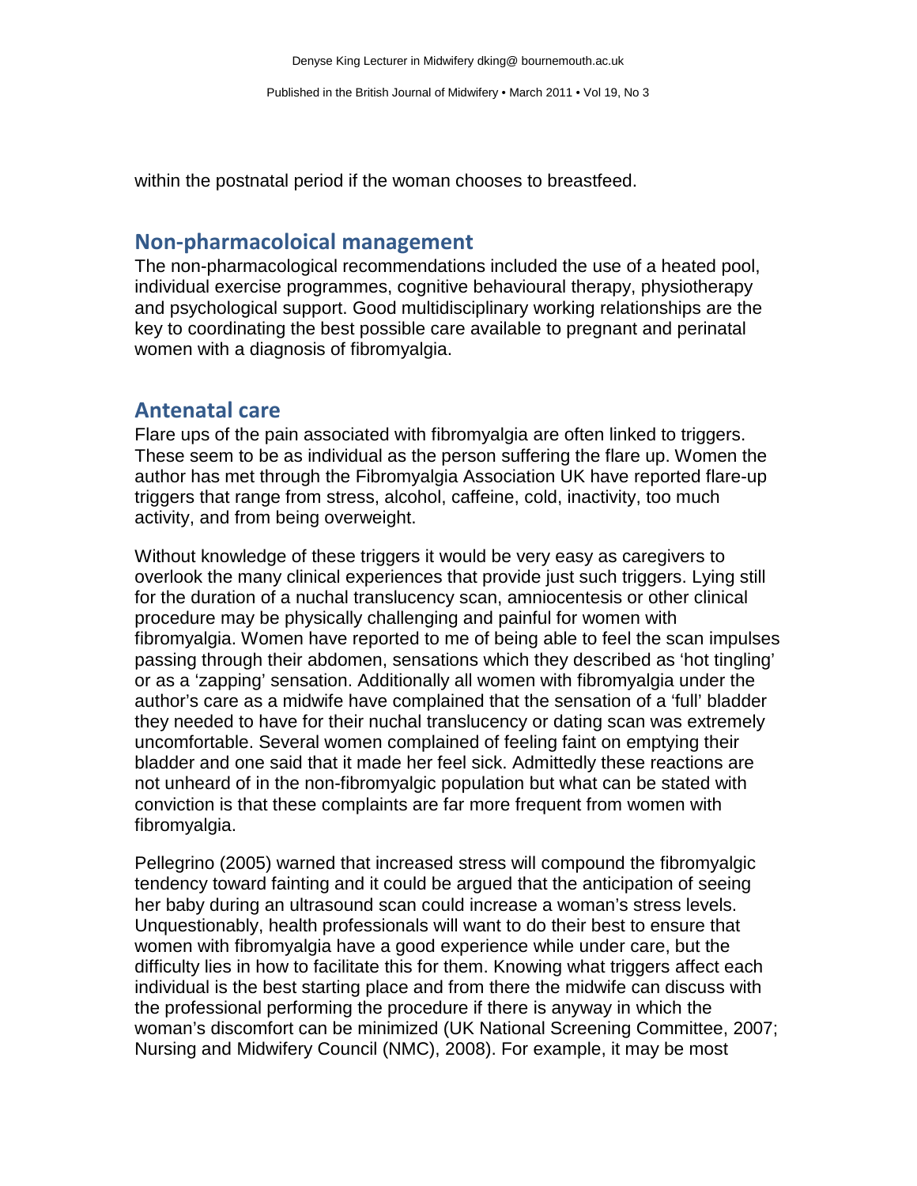within the postnatal period if the woman chooses to breastfeed.

## Non-pharmacoloical management

The non-pharmacological recommendations included the use of a heated pool, individual exercise programmes, cognitive behavioural therapy, physiotherapy and psychological support. Good multidisciplinary working relationships are the key to coordinating the best possible care available to pregnant and perinatal women with a diagnosis of fibromyalgia.

## Antenatal care

Flare ups of the pain associated with fibromyalgia are often linked to triggers. These seem to be as individual as the person suffering the flare up. Women the author has met through the Fibromyalgia Association UK have reported flare-up triggers that range from stress, alcohol, caffeine, cold, inactivity, too much activity, and from being overweight.

Without knowledge of these triggers it would be very easy as caregivers to overlook the many clinical experiences that provide just such triggers. Lying still for the duration of a nuchal translucency scan, amniocentesis or other clinical procedure may be physically challenging and painful for women with fibromyalgia. Women have reported to me of being able to feel the scan impulses passing through their abdomen, sensations which they described as 'hot tingling' or as a 'zapping' sensation. Additionally all women with fibromyalgia under the author's care as a midwife have complained that the sensation of a 'full' bladder they needed to have for their nuchal translucency or dating scan was extremely uncomfortable. Several women complained of feeling faint on emptying their bladder and one said that it made her feel sick. Admittedly these reactions are not unheard of in the non-fibromyalgic population but what can be stated with conviction is that these complaints are far more frequent from women with fibromyalgia.

Pellegrino (2005) warned that increased stress will compound the fibromyalgic tendency toward fainting and it could be argued that the anticipation of seeing her baby during an ultrasound scan could increase a woman's stress levels. Unquestionably, health professionals will want to do their best to ensure that women with fibromyalgia have a good experience while under care, but the difficulty lies in how to facilitate this for them. Knowing what triggers affect each individual is the best starting place and from there the midwife can discuss with the professional performing the procedure if there is anyway in which the woman's discomfort can be minimized (UK National Screening Committee, 2007; Nursing and Midwifery Council (NMC), 2008). For example, it may be most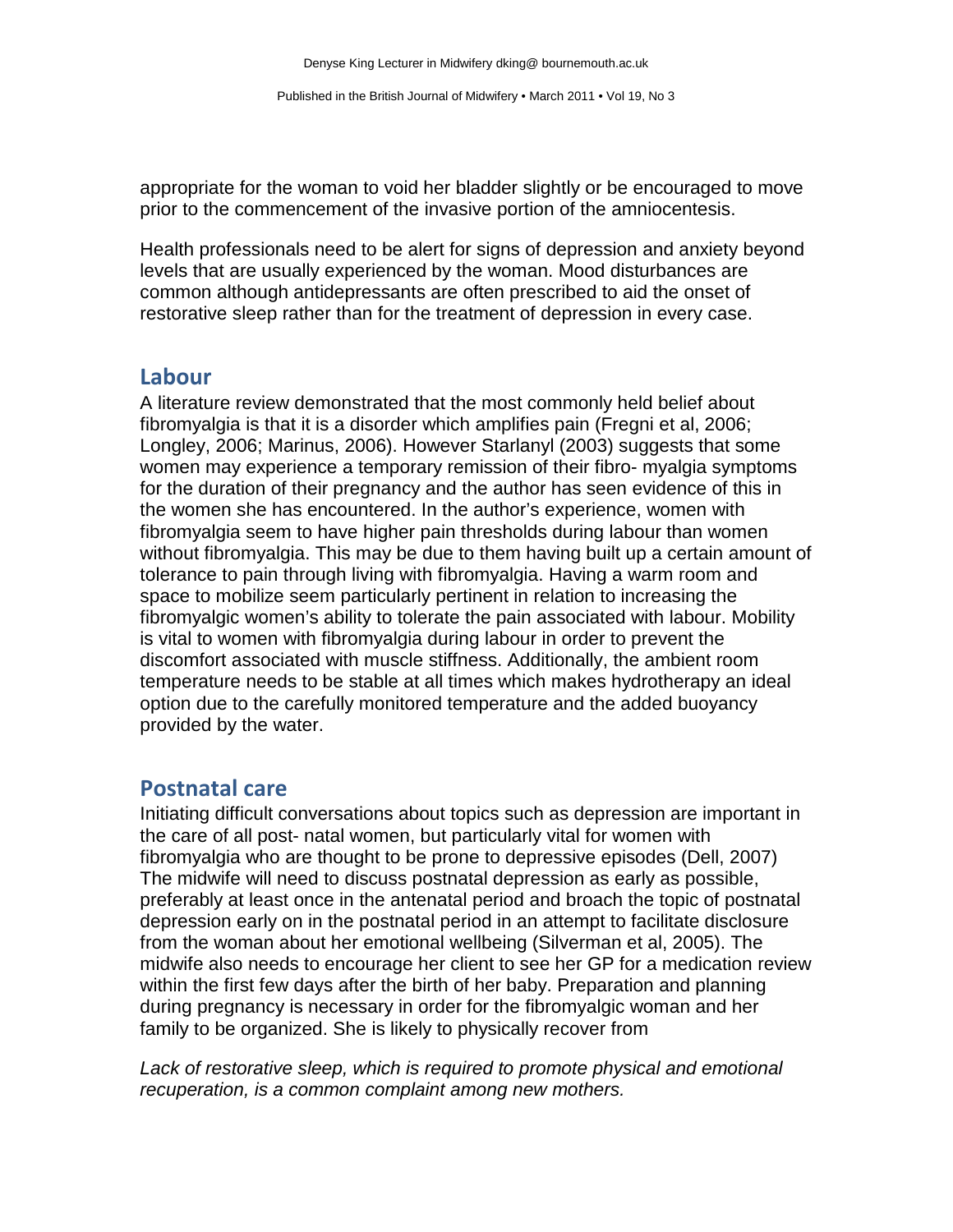appropriate for the woman to void her bladder slightly or be encouraged to move prior to the commencement of the invasive portion of the amniocentesis.

Health professionals need to be alert for signs of depression and anxiety beyond levels that are usually experienced by the woman. Mood disturbances are common although antidepressants are often prescribed to aid the onset of restorative sleep rather than for the treatment of depression in every case.

## Labour

A literature review demonstrated that the most commonly held belief about fibromyalgia is that it is a disorder which amplifies pain (Fregni et al, 2006; Longley, 2006; Marinus, 2006). However Starlanyl (2003) suggests that some women may experience a temporary remission of their fibro- myalgia symptoms for the duration of their pregnancy and the author has seen evidence of this in the women she has encountered. In the author's experience, women with fibromyalgia seem to have higher pain thresholds during labour than women without fibromyalgia. This may be due to them having built up a certain amount of tolerance to pain through living with fibromyalgia. Having a warm room and space to mobilize seem particularly pertinent in relation to increasing the fibromyalgic women's ability to tolerate the pain associated with labour. Mobility is vital to women with fibromyalgia during labour in order to prevent the discomfort associated with muscle stiffness. Additionally, the ambient room temperature needs to be stable at all times which makes hydrotherapy an ideal option due to the carefully monitored temperature and the added buoyancy provided by the water.

## Postnatal care

Initiating difficult conversations about topics such as depression are important in the care of all post- natal women, but particularly vital for women with fibromyalgia who are thought to be prone to depressive episodes (Dell, 2007) The midwife will need to discuss postnatal depression as early as possible, preferably at least once in the antenatal period and broach the topic of postnatal depression early on in the postnatal period in an attempt to facilitate disclosure from the woman about her emotional wellbeing (Silverman et al, 2005). The midwife also needs to encourage her client to see her GP for a medication review within the first few days after the birth of her baby. Preparation and planning during pregnancy is necessary in order for the fibromyalgic woman and her family to be organized. She is likely to physically recover from

*Lack of restorative sleep, which is required to promote physical and emotional recuperation, is a common complaint among new mothers.*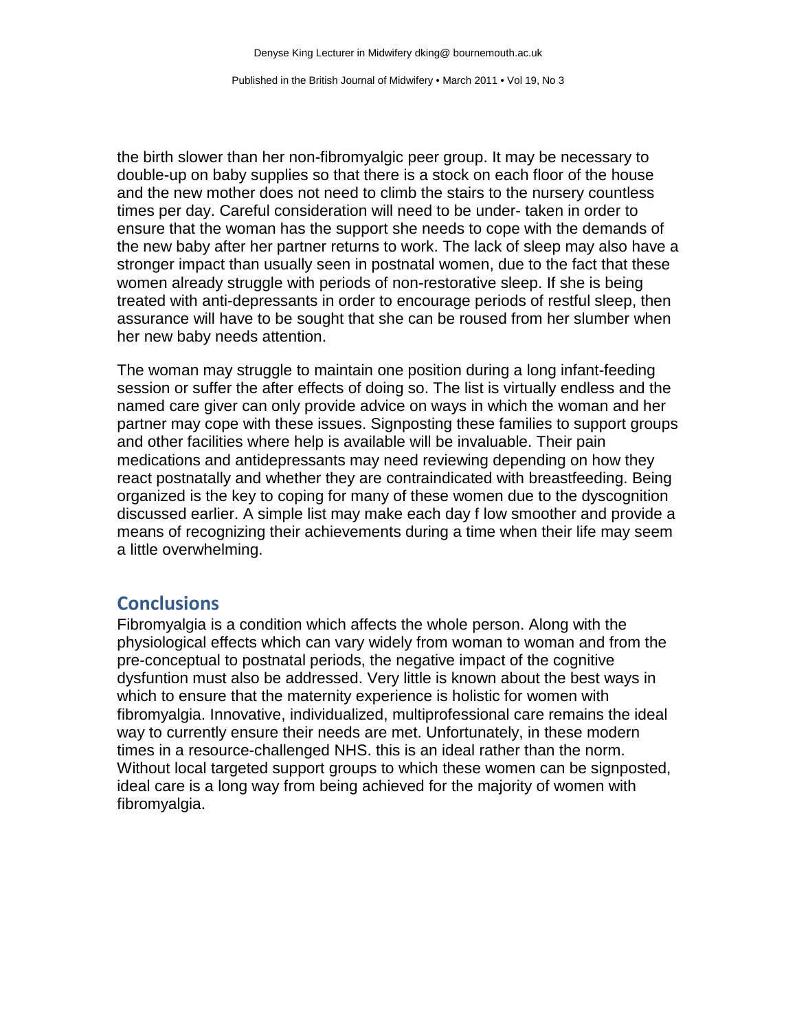the birth slower than her non-fibromyalgic peer group. It may be necessary to double-up on baby supplies so that there is a stock on each floor of the house and the new mother does not need to climb the stairs to the nursery countless times per day. Careful consideration will need to be under- taken in order to ensure that the woman has the support she needs to cope with the demands of the new baby after her partner returns to work. The lack of sleep may also have a stronger impact than usually seen in postnatal women, due to the fact that these women already struggle with periods of non-restorative sleep. If she is being treated with anti-depressants in order to encourage periods of restful sleep, then assurance will have to be sought that she can be roused from her slumber when her new baby needs attention.

The woman may struggle to maintain one position during a long infant-feeding session or suffer the after effects of doing so. The list is virtually endless and the named care giver can only provide advice on ways in which the woman and her partner may cope with these issues. Signposting these families to support groups and other facilities where help is available will be invaluable. Their pain medications and antidepressants may need reviewing depending on how they react postnatally and whether they are contraindicated with breastfeeding. Being organized is the key to coping for many of these women due to the dyscognition discussed earlier. A simple list may make each day f low smoother and provide a means of recognizing their achievements during a time when their life may seem a little overwhelming.

## Conclusions

Fibromyalgia is a condition which affects the whole person. Along with the physiological effects which can vary widely from woman to woman and from the pre-conceptual to postnatal periods, the negative impact of the cognitive dysfuntion must also be addressed. Very little is known about the best ways in which to ensure that the maternity experience is holistic for women with fibromyalgia. Innovative, individualized, multiprofessional care remains the ideal way to currently ensure their needs are met. Unfortunately, in these modern times in a resource-challenged NHS. this is an ideal rather than the norm. Without local targeted support groups to which these women can be signposted, ideal care is a long way from being achieved for the majority of women with fibromyalgia.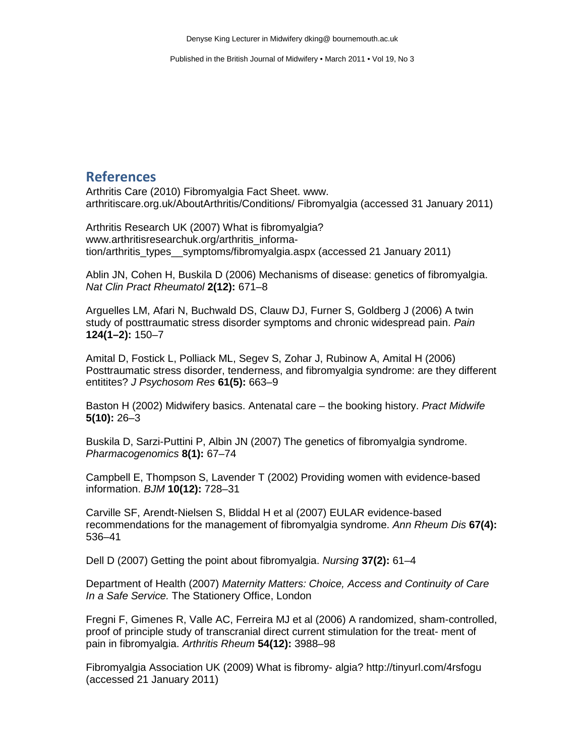## References

Arthritis Care (2010) Fibromyalgia Fact Sheet. www. arthritiscare.org.uk/AboutArthritis/Conditions/ Fibromyalgia (accessed 31 January 2011)

Arthritis Research UK (2007) What is fibromyalgia? www.arthritisresearchuk.org/arthritis_information/arthritis_types__symptoms/fibromyalgia.aspx (accessed 21 January 2011)

Ablin JN, Cohen H, Buskila D (2006) Mechanisms of disease: genetics of fibromyalgia. *Nat Clin Pract Rheumatol* **2(12):** 671–8

Arguelles LM, Afari N, Buchwald DS, Clauw DJ, Furner S, Goldberg J (2006) A twin study of posttraumatic stress disorder symptoms and chronic widespread pain. *Pain* **124(1–2):** 150–7

Amital D, Fostick L, Polliack ML, Segev S, Zohar J, Rubinow A, Amital H (2006) Posttraumatic stress disorder, tenderness, and fibromyalgia syndrome: are they different entitites? *J Psychosom Res* **61(5):** 663–9

Baston H (2002) Midwifery basics. Antenatal care – the booking history. *Pract Midwife* **5(10):** 26–3

Buskila D, Sarzi-Puttini P, Albin JN (2007) The genetics of fibromyalgia syndrome. *Pharmacogenomics* **8(1):** 67–74

Campbell E, Thompson S, Lavender T (2002) Providing women with evidence-based information. *BJM* **10(12):** 728–31

Carville SF, Arendt-Nielsen S, Bliddal H et al (2007) EULAR evidence-based recommendations for the management of fibromyalgia syndrome. *Ann Rheum Dis* **67(4):** 536–41

Dell D (2007) Getting the point about fibromyalgia. *Nursing* **37(2):** 61–4

Department of Health (2007) *Maternity Matters: Choice, Access and Continuity of Care In a Safe Service.* The Stationery Office, London

Fregni F, Gimenes R, Valle AC, Ferreira MJ et al (2006) A randomized, sham-controlled, proof of principle study of transcranial direct current stimulation for the treat- ment of pain in fibromyalgia. *Arthritis Rheum* **54(12):** 3988–98

Fibromyalgia Association UK (2009) What is fibromy- algia? http://tinyurl.com/4rsfogu (accessed 21 January 2011)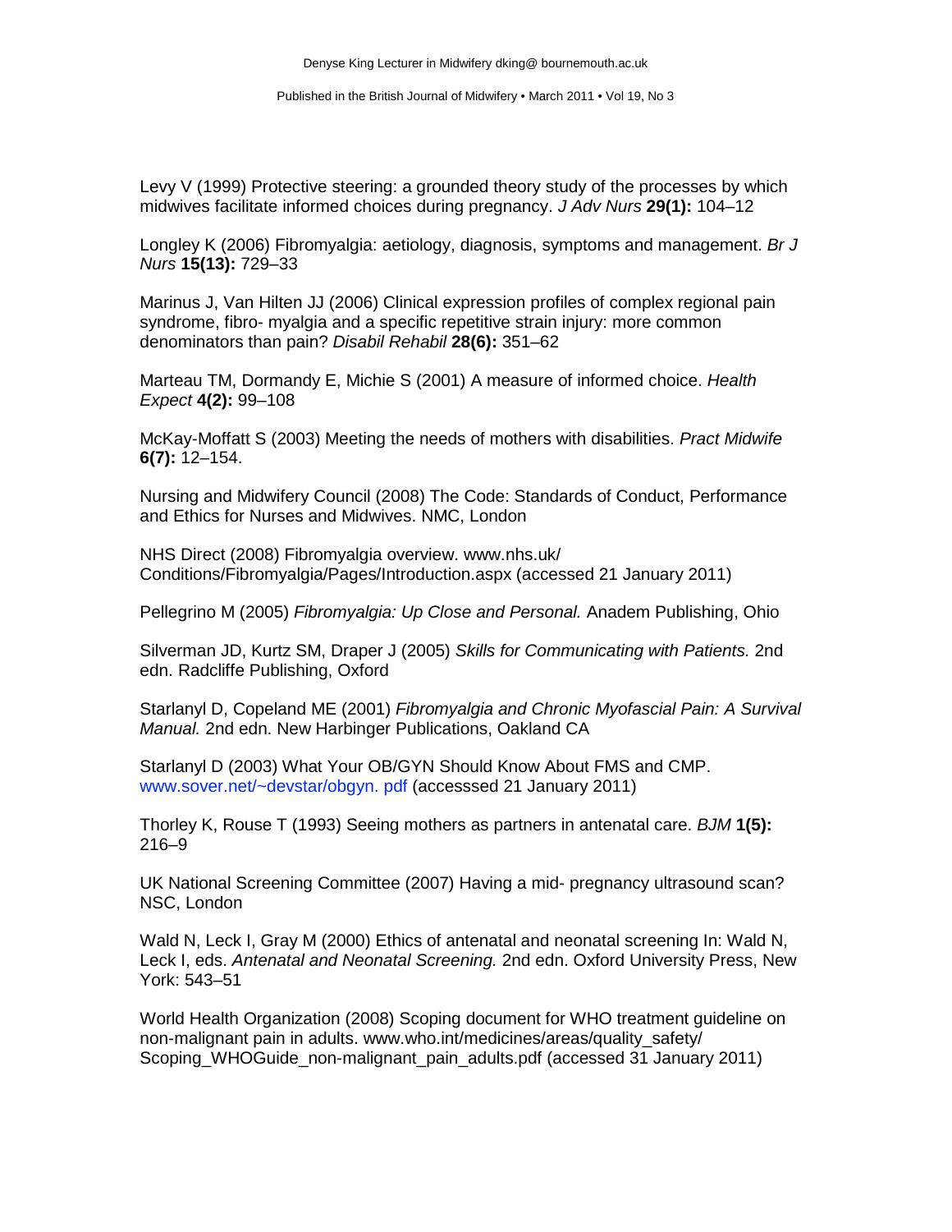Levy V (1999) Protective steering: a grounded theory study of the processes by which midwives facilitate informed choices during pregnancy. *J Adv Nurs* **29(1):** 104–12

Longley K (2006) Fibromyalgia: aetiology, diagnosis, symptoms and management. *Br J Nurs* **15(13):** 729–33

Marinus J, Van Hilten JJ (2006) Clinical expression profiles of complex regional pain syndrome, fibro- myalgia and a specific repetitive strain injury: more common denominators than pain? *Disabil Rehabil* **28(6):** 351–62

Marteau TM, Dormandy E, Michie S (2001) A measure of informed choice. *Health Expect* **4(2):** 99–108

McKay-Moffatt S (2003) Meeting the needs of mothers with disabilities. *Pract Midwife* **6(7):** 12–154.

Nursing and Midwifery Council (2008) The Code: Standards of Conduct, Performance and Ethics for Nurses and Midwives. NMC, London

NHS Direct (2008) Fibromyalgia overview. www.nhs.uk/ Conditions/Fibromyalgia/Pages/Introduction.aspx (accessed 21 January 2011)

Pellegrino M (2005) *Fibromyalgia: Up Close and Personal.* Anadem Publishing, Ohio

Silverman JD, Kurtz SM, Draper J (2005) *Skills for Communicating with Patients.* 2nd edn. Radcliffe Publishing, Oxford

Starlanyl D, Copeland ME (2001) *Fibromyalgia and Chronic Myofascial Pain: A Survival Manual.* 2nd edn. New Harbinger Publications, Oakland CA

Starlanyl D (2003) What Your OB/GYN Should Know About FMS and CMP. www.sover.net/~devstar/obgyn. pdf (accesssed 21 January 2011)

Thorley K, Rouse T (1993) Seeing mothers as partners in antenatal care. *BJM* **1(5):** 216–9

UK National Screening Committee (2007) Having a mid- pregnancy ultrasound scan? NSC, London

Wald N, Leck I, Gray M (2000) Ethics of antenatal and neonatal screening In: Wald N, Leck I, eds. *Antenatal and Neonatal Screening.* 2nd edn. Oxford University Press, New York: 543–51

World Health Organization (2008) Scoping document for WHO treatment guideline on non-malignant pain in adults. www.who.int/medicines/areas/quality_safety/ Scoping_WHOGuide_non-malignant_pain_adults.pdf (accessed 31 January 2011)